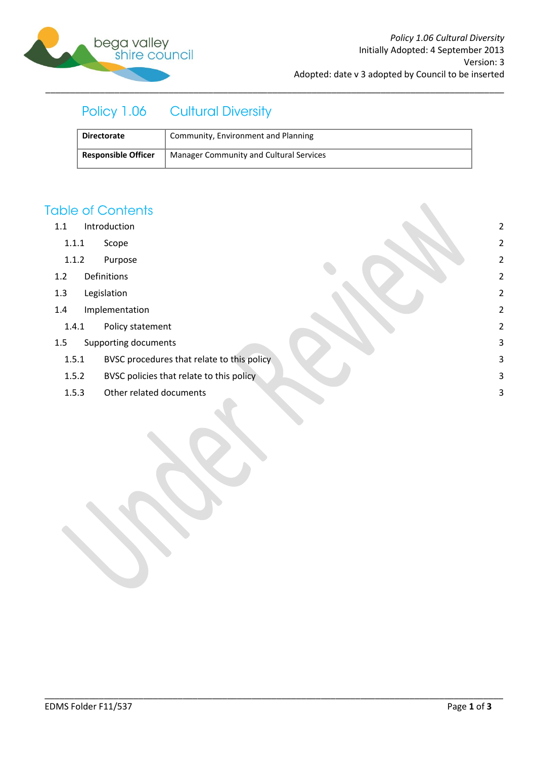# Policy 1.06 Cultural Diversity

| Directorate | Community, Environment and Planning |
| --- | --- |
| Responsible Officer | Manager Community and Cultural Services |

## Table of Contents

- 1.1 Introduction 2
  - 1.1.1 Scope 2
  - 1.1.2 Purpose 2
- 1.2 Definitions 2
- 1.3 Legislation 2
- 1.4 Implementation 2
  - 1.4.1 Policy statement 2
- 1.5 Supporting documents 3
  - 1.5.1 BVSC procedures that relate to this policy 3
  - 1.5.2 BVSC policies that relate to this policy 3
  - 1.5.3 Other related documents 3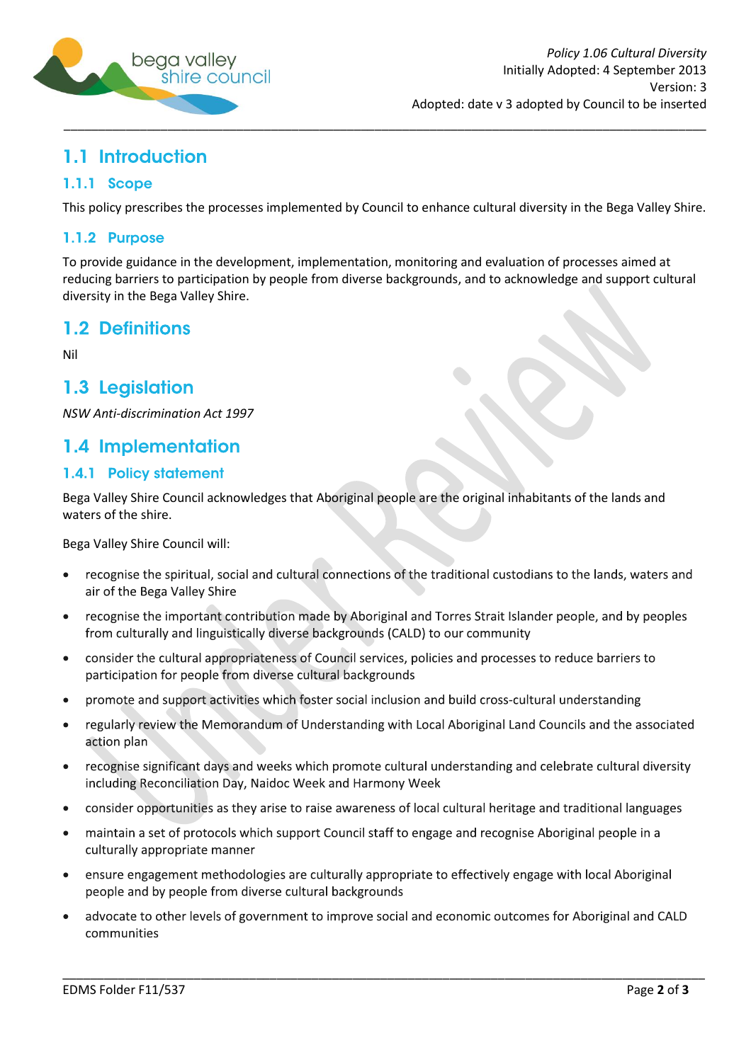## 1.1 Introduction

### 1.1.1 Scope

This policy prescribes the processes implemented by Council to enhance cultural diversity in the Bega Valley Shire.

### 1.1.2 Purpose

To provide guidance in the development, implementation, monitoring and evaluation of processes aimed at reducing barriers to participation by people from diverse backgrounds, and to acknowledge and support cultural diversity in the Bega Valley Shire.

## 1.2 Definitions

Nil

## 1.3 Legislation

*NSW Anti-discrimination Act 1997*

## 1.4 Implementation

### 1.4.1 Policy statement

Bega Valley Shire Council acknowledges that Aboriginal people are the original inhabitants of the lands and waters of the shire.

Bega Valley Shire Council will:

- recognise the spiritual, social and cultural connections of the traditional custodians to the lands, waters and air of the Bega Valley Shire
- recognise the important contribution made by Aboriginal and Torres Strait Islander people, and by peoples from culturally and linguistically diverse backgrounds (CALD) to our community
- consider the cultural appropriateness of Council services, policies and processes to reduce barriers to participation for people from diverse cultural backgrounds
- promote and support activities which foster social inclusion and build cross-cultural understanding
- regularly review the Memorandum of Understanding with Local Aboriginal Land Councils and the associated action plan
- recognise significant days and weeks which promote cultural understanding and celebrate cultural diversity including Reconciliation Day, Naidoc Week and Harmony Week
- consider opportunities as they arise to raise awareness of local cultural heritage and traditional languages
- maintain a set of protocols which support Council staff to engage and recognise Aboriginal people in a culturally appropriate manner
- ensure engagement methodologies are culturally appropriate to effectively engage with local Aboriginal people and by people from diverse cultural backgrounds
- advocate to other levels of government to improve social and economic outcomes for Aboriginal and CALD communities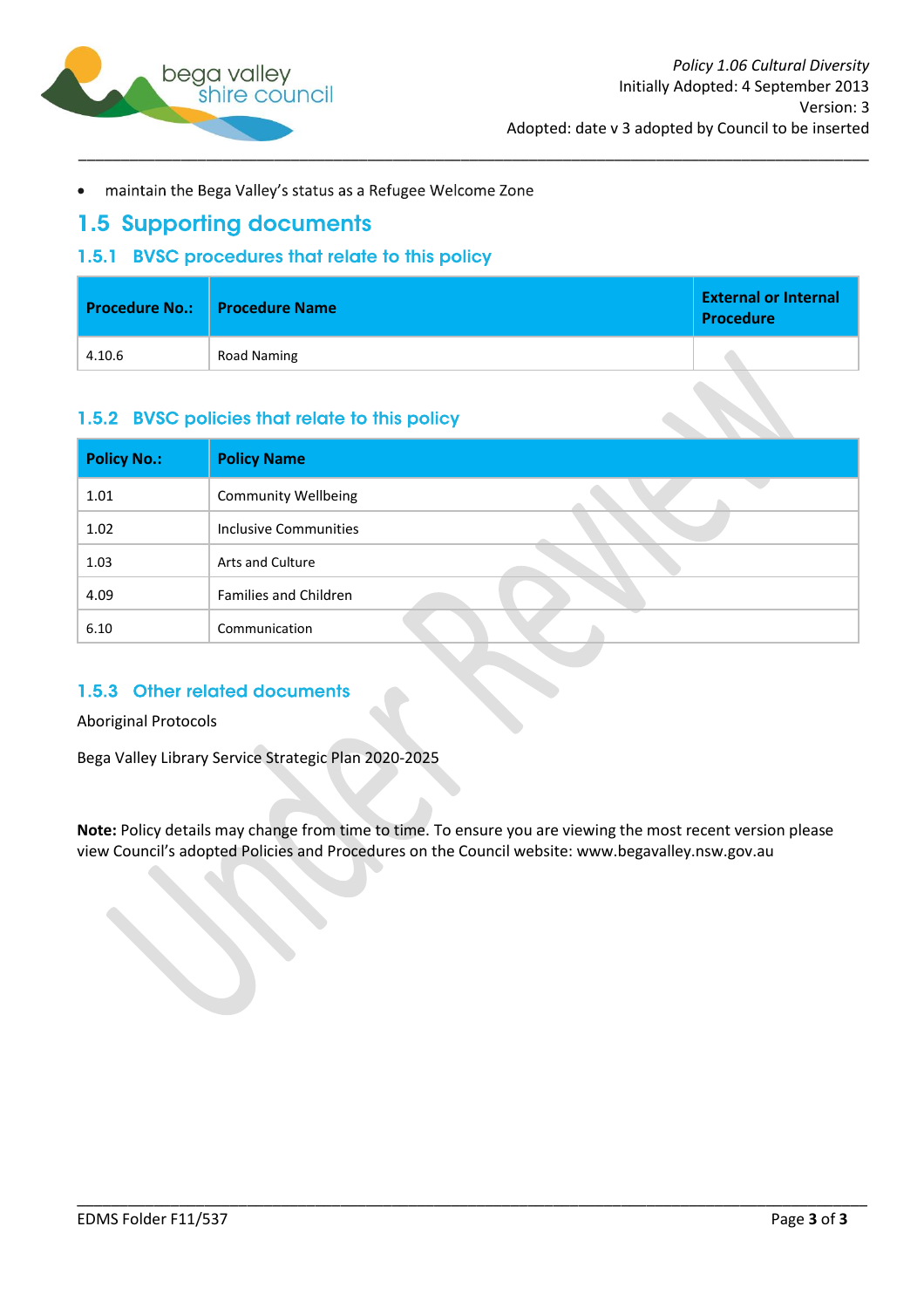- maintain the Bega Valley's status as a Refugee Welcome Zone

## 1.5 Supporting documents

### 1.5.1 BVSC procedures that relate to this policy

| Procedure No.: | Procedure Name | External or Internal Procedure |
|---|---|---|
| 4.10.6 | Road Naming | |

### 1.5.2 BVSC policies that relate to this policy

| Policy No.: | Policy Name |
|---|---|
| 1.01 | Community Wellbeing |
| 1.02 | Inclusive Communities |
| 1.03 | Arts and Culture |
| 4.09 | Families and Children |
| 6.10 | Communication |

### 1.5.3 Other related documents

Aboriginal Protocols

Bega Valley Library Service Strategic Plan 2020-2025

**Note:** Policy details may change from time to time. To ensure you are viewing the most recent version please view Council's adopted Policies and Procedures on the Council website: www.begavalley.nsw.gov.au